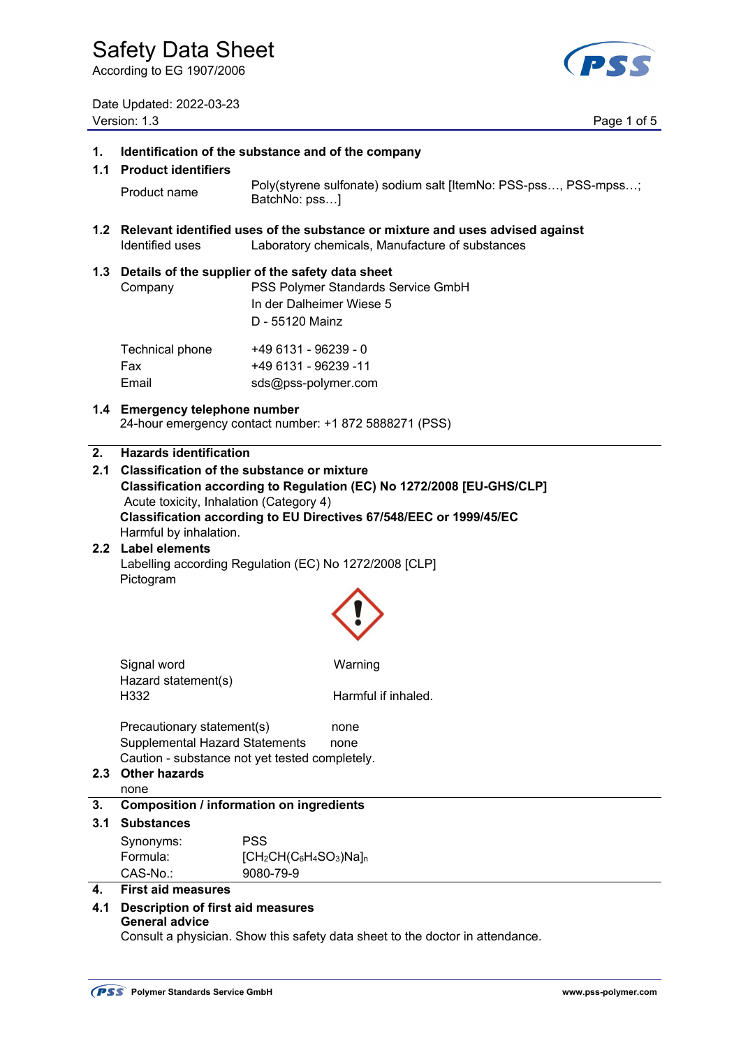# Safety Data Sheet

According to EG 1907/2006

Date Updated: 2022-03-23
Version: 1.3

## 1. Identification of the substance and of the company

### 1.1 Product identifiers

| | |
|---|---|
| Product name | Poly(styrene sulfonate) sodium salt [ItemNo: PSS-pss…, PSS-mpss…; BatchNo: pss…] |

### 1.2 Relevant identified uses of the substance or mixture and uses advised against

| | |
|---|---|
| Identified uses | Laboratory chemicals, Manufacture of substances |

### 1.3 Details of the supplier of the safety data sheet

| | |
|---|---|
| Company | PSS Polymer Standards Service GmbH<br>In der Dalheimer Wiese 5<br>D - 55120 Mainz |
| Technical phone | +49 6131 - 96239 - 0 |
| Fax | +49 6131 - 96239 -11 |
| Email | sds@pss-polymer.com |

### 1.4 Emergency telephone number

24-hour emergency contact number: +1 872 5888271 (PSS)

## 2. Hazards identification

### 2.1 Classification of the substance or mixture

**Classification according to Regulation (EC) No 1272/2008 [EU-GHS/CLP]**

Acute toxicity, Inhalation (Category 4)

**Classification according to EU Directives 67/548/EEC or 1999/45/EC**

Harmful by inhalation.

### 2.2 Label elements

Labelling according Regulation (EC) No 1272/2008 [CLP]

Pictogram

| | |
|---|---|
| Signal word | Warning |
| Hazard statement(s) | |
| H332 | Harmful if inhaled. |
| Precautionary statement(s) | none |
| Supplemental Hazard Statements | none |

Caution - substance not yet tested completely.

### 2.3 Other hazards

none

## 3. Composition / information on ingredients

### 3.1 Substances

| | |
|---|---|
| Synonyms: | PSS |
| Formula: | $[CH_2CH(C_6H_4SO_3)Na]_n$ |
| CAS-No.: | 9080-79-9 |

## 4. First aid measures

### 4.1 Description of first aid measures

**General advice**

Consult a physician. Show this safety data sheet to the doctor in attendance.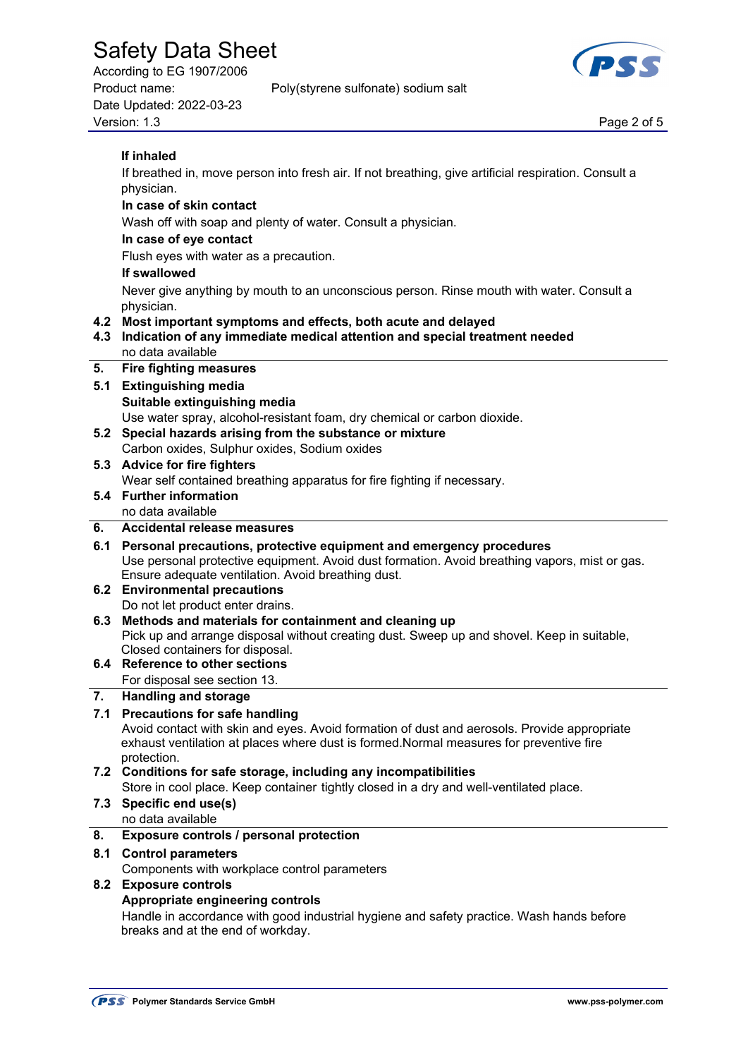**If inhaled**

If breathed in, move person into fresh air. If not breathing, give artificial respiration. Consult a physician.

**In case of skin contact**

Wash off with soap and plenty of water. Consult a physician.

**In case of eye contact**

Flush eyes with water as a precaution.

**If swallowed**

Never give anything by mouth to an unconscious person. Rinse mouth with water. Consult a physician.

**4.2 Most important symptoms and effects, both acute and delayed**

**4.3 Indication of any immediate medical attention and special treatment needed**

no data available

## 5. Fire fighting measures

**5.1 Extinguishing media**

**Suitable extinguishing media**

Use water spray, alcohol-resistant foam, dry chemical or carbon dioxide.

**5.2 Special hazards arising from the substance or mixture**

Carbon oxides, Sulphur oxides, Sodium oxides

**5.3 Advice for fire fighters**

Wear self contained breathing apparatus for fire fighting if necessary.

**5.4 Further information**

no data available

## 6. Accidental release measures

**6.1 Personal precautions, protective equipment and emergency procedures**

Use personal protective equipment. Avoid dust formation. Avoid breathing vapors, mist or gas. Ensure adequate ventilation. Avoid breathing dust.

**6.2 Environmental precautions**

Do not let product enter drains.

**6.3 Methods and materials for containment and cleaning up**

Pick up and arrange disposal without creating dust. Sweep up and shovel. Keep in suitable, Closed containers for disposal.

**6.4 Reference to other sections**

For disposal see section 13.

## 7. Handling and storage

**7.1 Precautions for safe handling**

Avoid contact with skin and eyes. Avoid formation of dust and aerosols. Provide appropriate exhaust ventilation at places where dust is formed.Normal measures for preventive fire protection.

**7.2 Conditions for safe storage, including any incompatibilities**

Store in cool place. Keep container tightly closed in a dry and well-ventilated place.

**7.3 Specific end use(s)**

no data available

## 8. Exposure controls / personal protection

**8.1 Control parameters**

Components with workplace control parameters

**8.2 Exposure controls**

**Appropriate engineering controls**

Handle in accordance with good industrial hygiene and safety practice. Wash hands before breaks and at the end of workday.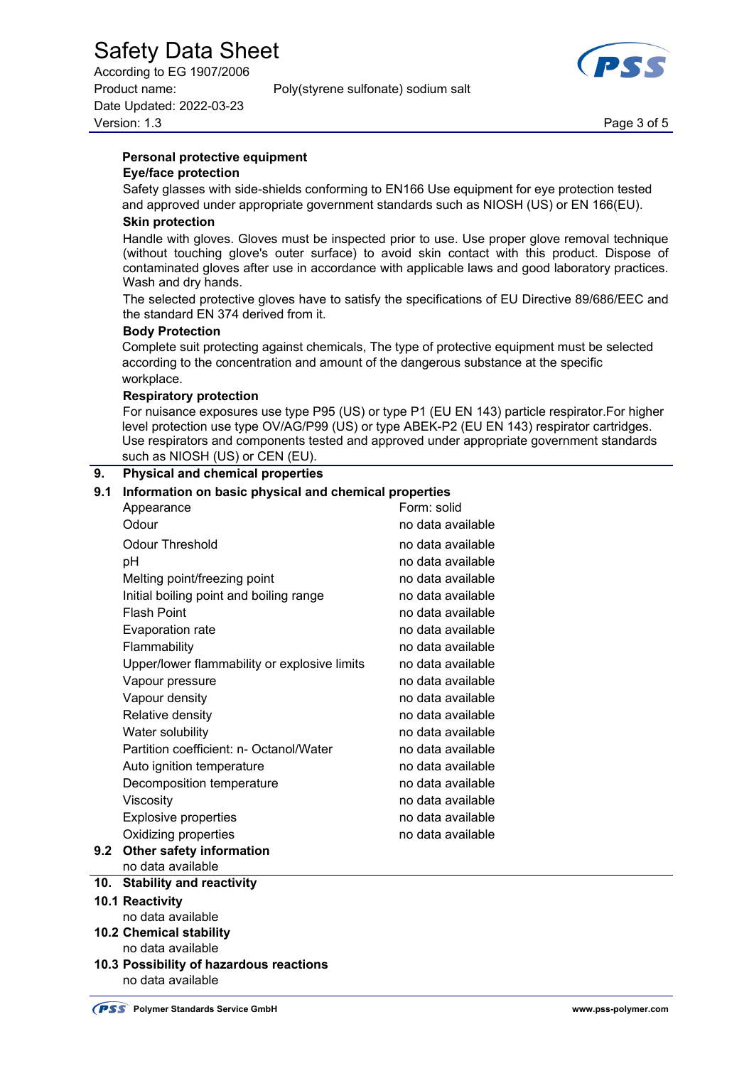### Personal protective equipment

**Eye/face protection**

Safety glasses with side-shields conforming to EN166 Use equipment for eye protection tested and approved under appropriate government standards such as NIOSH (US) or EN 166(EU).

**Skin protection**

Handle with gloves. Gloves must be inspected prior to use. Use proper glove removal technique (without touching glove's outer surface) to avoid skin contact with this product. Dispose of contaminated gloves after use in accordance with applicable laws and good laboratory practices. Wash and dry hands.

The selected protective gloves have to satisfy the specifications of EU Directive 89/686/EEC and the standard EN 374 derived from it.

**Body Protection**

Complete suit protecting against chemicals, The type of protective equipment must be selected according to the concentration and amount of the dangerous substance at the specific workplace.

**Respiratory protection**

For nuisance exposures use type P95 (US) or type P1 (EU EN 143) particle respirator.For higher level protection use type OV/AG/P99 (US) or type ABEK-P2 (EU EN 143) respirator cartridges. Use respirators and components tested and approved under appropriate government standards such as NIOSH (US) or CEN (EU).

## 9. Physical and chemical properties

### 9.1 Information on basic physical and chemical properties

| | |
|---|---|
| Appearance | Form: solid |
| Odour | no data available |
| Odour Threshold | no data available |
| pH | no data available |
| Melting point/freezing point | no data available |
| Initial boiling point and boiling range | no data available |
| Flash Point | no data available |
| Evaporation rate | no data available |
| Flammability | no data available |
| Upper/lower flammability or explosive limits | no data available |
| Vapour pressure | no data available |
| Vapour density | no data available |
| Relative density | no data available |
| Water solubility | no data available |
| Partition coefficient: n- Octanol/Water | no data available |
| Auto ignition temperature | no data available |
| Decomposition temperature | no data available |
| Viscosity | no data available |
| Explosive properties | no data available |
| Oxidizing properties | no data available |

### 9.2 Other safety information

no data available

## 10. Stability and reactivity

### 10.1 Reactivity

no data available

### 10.2 Chemical stability

no data available

### 10.3 Possibility of hazardous reactions

no data available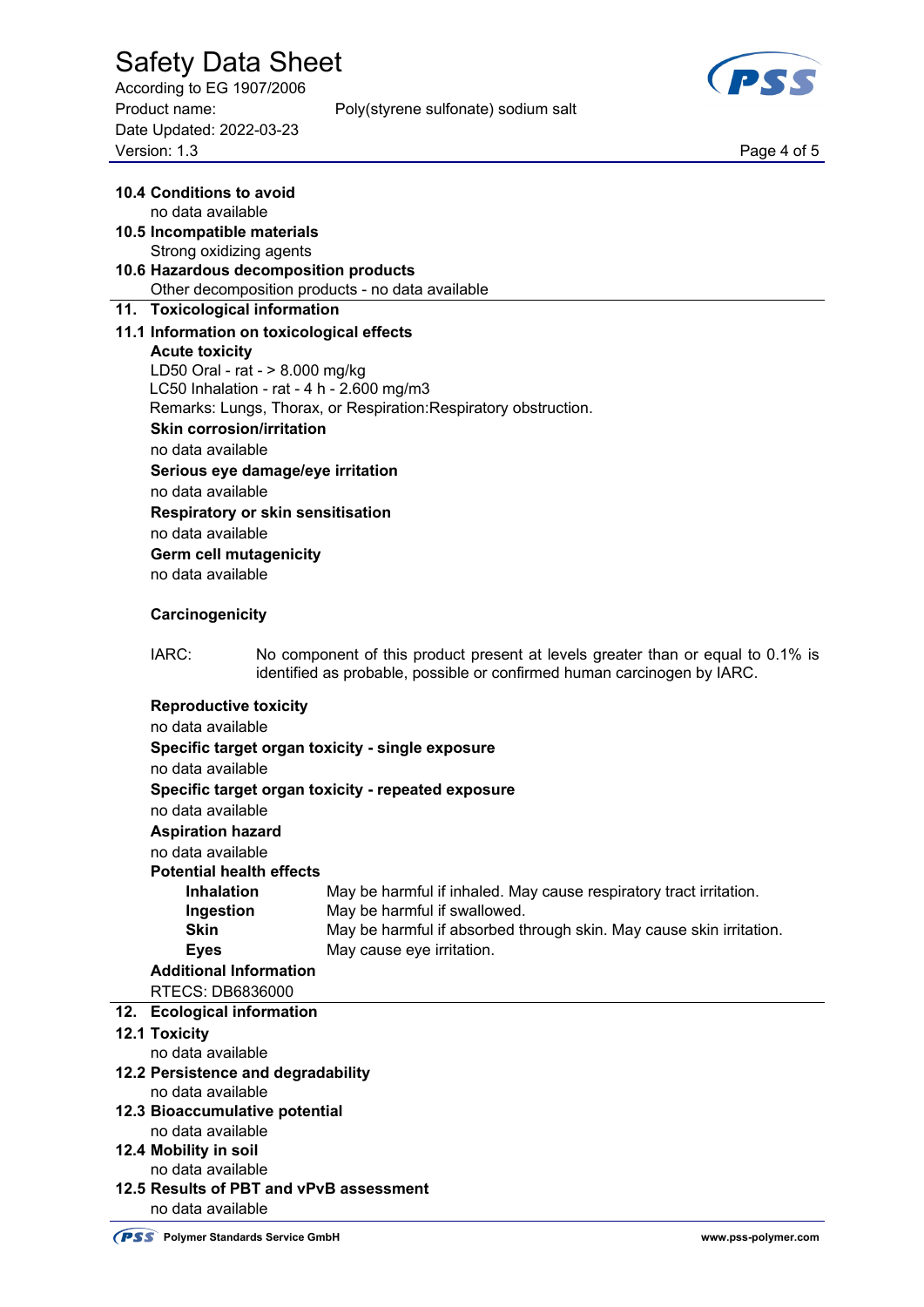### 10.4 Conditions to avoid

no data available

### 10.5 Incompatible materials

Strong oxidizing agents

### 10.6 Hazardous decomposition products

Other decomposition products - no data available

## 11. Toxicological information

### 11.1 Information on toxicological effects

**Acute toxicity**

LD50 Oral - rat - > 8.000 mg/kg

LC50 Inhalation - rat - 4 h - 2.600 mg/m3

Remarks: Lungs, Thorax, or Respiration:Respiratory obstruction.

**Skin corrosion/irritation**

no data available

**Serious eye damage/eye irritation**

no data available

**Respiratory or skin sensitisation**

no data available

**Germ cell mutagenicity**

no data available

**Carcinogenicity**

IARC: No component of this product present at levels greater than or equal to 0.1% is identified as probable, possible or confirmed human carcinogen by IARC.

**Reproductive toxicity**

no data available

**Specific target organ toxicity - single exposure**

no data available

**Specific target organ toxicity - repeated exposure**

no data available

**Aspiration hazard**

no data available

**Potential health effects**

| | |
|---|---|
| **Inhalation** | May be harmful if inhaled. May cause respiratory tract irritation. |
| **Ingestion** | May be harmful if swallowed. |
| **Skin** | May be harmful if absorbed through skin. May cause skin irritation. |
| **Eyes** | May cause eye irritation. |

**Additional Information**

RTECS: DB6836000

## 12. Ecological information

### 12.1 Toxicity

no data available

### 12.2 Persistence and degradability

no data available

### 12.3 Bioaccumulative potential

no data available

### 12.4 Mobility in soil

no data available

### 12.5 Results of PBT and vPvB assessment

no data available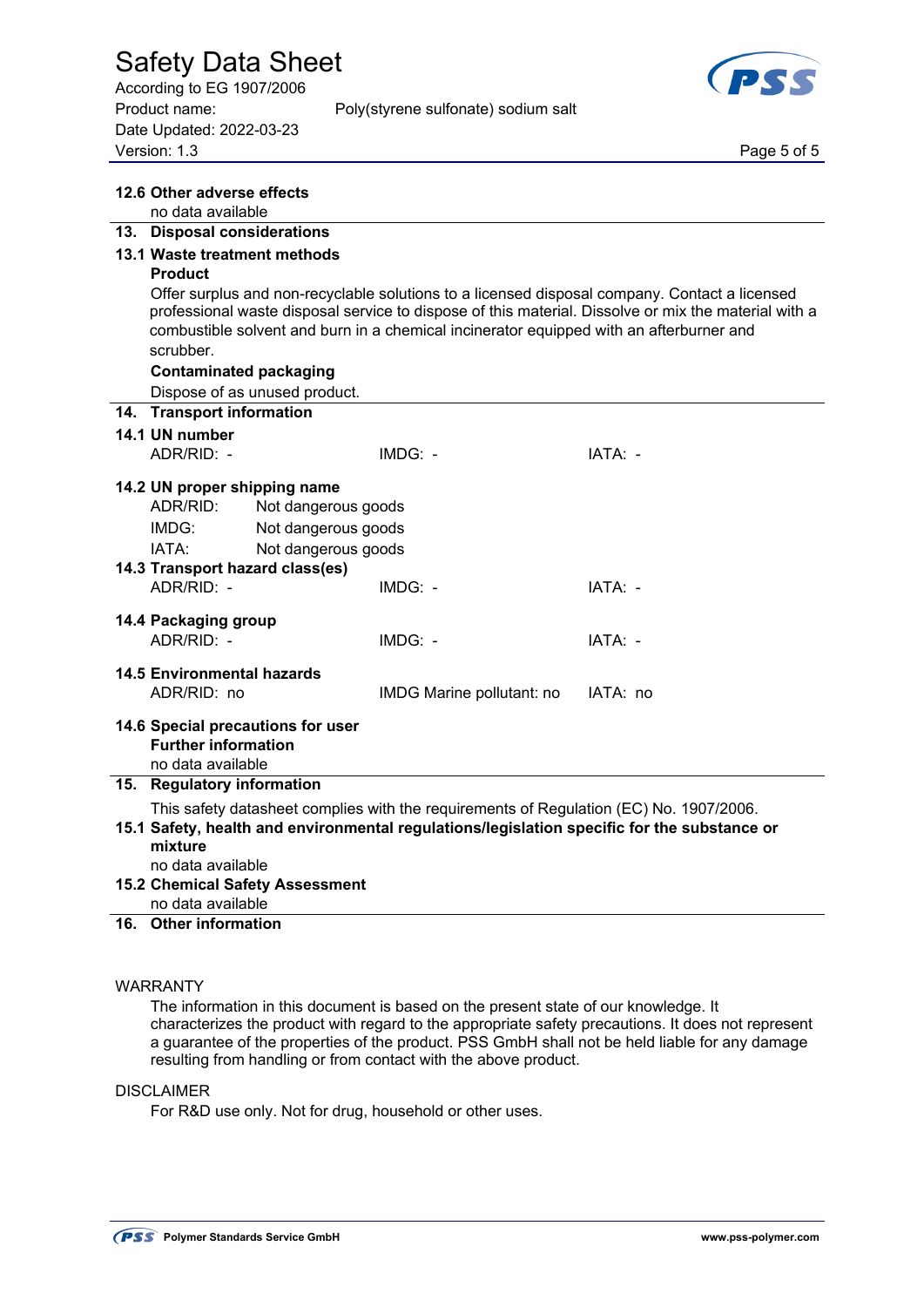### 12.6 Other adverse effects

no data available

## 13. Disposal considerations

### 13.1 Waste treatment methods

**Product**

Offer surplus and non-recyclable solutions to a licensed disposal company. Contact a licensed professional waste disposal service to dispose of this material. Dissolve or mix the material with a combustible solvent and burn in a chemical incinerator equipped with an afterburner and scrubber.

**Contaminated packaging**

Dispose of as unused product.

## 14. Transport information

### 14.1 UN number

| | | |
|---|---|---|
| ADR/RID: - | IMDG: - | IATA: - |

### 14.2 UN proper shipping name

| | |
|---|---|
| ADR/RID: | Not dangerous goods |
| IMDG: | Not dangerous goods |
| IATA: | Not dangerous goods |

### 14.3 Transport hazard class(es)

| | | |
|---|---|---|
| ADR/RID: - | IMDG: - | IATA: - |

### 14.4 Packaging group

| | | |
|---|---|---|
| ADR/RID: - | IMDG: - | IATA: - |

### 14.5 Environmental hazards

| | | |
|---|---|---|
| ADR/RID: no | IMDG Marine pollutant: no | IATA: no |

### 14.6 Special precautions for user

**Further information**

no data available

## 15. Regulatory information

This safety datasheet complies with the requirements of Regulation (EC) No. 1907/2006.

### 15.1 Safety, health and environmental regulations/legislation specific for the substance or mixture

no data available

### 15.2 Chemical Safety Assessment

no data available

## 16. Other information

WARRANTY

The information in this document is based on the present state of our knowledge. It characterizes the product with regard to the appropriate safety precautions. It does not represent a guarantee of the properties of the product. PSS GmbH shall not be held liable for any damage resulting from handling or from contact with the above product.

DISCLAIMER

For R&D use only. Not for drug, household or other uses.